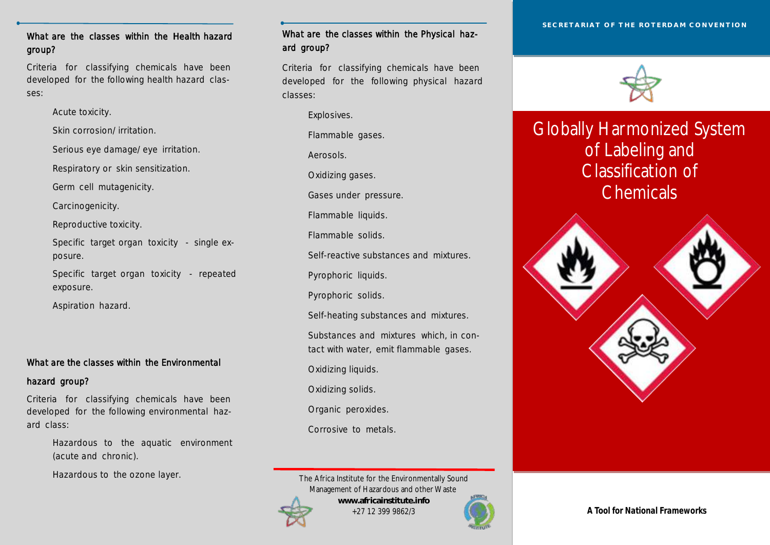### What are the classes within the Health hazard group?

Criteria for classifying chemicals have been developed for the following health hazard classes:

- Acute toxicity.
- Skin corrosion/irritation.
- Serious eye damage/eye irritation.
- Respiratory or skin sensitization.
- Germ cell mutagenicity.
- Carcinogenicity.
- Reproductive toxicity.
- Specific target organ toxicity - single exposure.
- Specific target organ toxicity - repeated exposure.
- Aspiration hazard.

### What are the classes within the Environmental hazard group?

Criteria for classifying chemicals have been developed for the following environmental hazard class:

- Hazardous to the aquatic environment (acute and chronic).
- Hazardous to the ozone layer.

### What are the classes within the Physical hazard group?

Criteria for classifying chemicals have been developed for the following physical hazard classes:

- Explosives.
- Flammable gases.
- Aerosols.
- Oxidizing gases.
- Gases under pressure.
- Flammable liquids.
- Flammable solids.
- Self-reactive substances and mixtures.
- Pyrophoric liquids.
- Pyrophoric solids.
- Self-heating substances and mixtures.
- Substances and mixtures which, in contact with water, emit flammable gases.
- Oxidizing liquids.
- Oxidizing solids.
- Organic peroxides.
- Corrosive to metals.

The Africa Institute for the Environmentally Sound Management of Hazardous and other Waste
**www.africainstitute.info**
+27 12 399 9862/3

**SECRETARIAT OF THE ROTERDAM CONVENTION**

# Globally Harmonized System of Labeling and Classification of Chemicals

**A Tool for National Frameworks**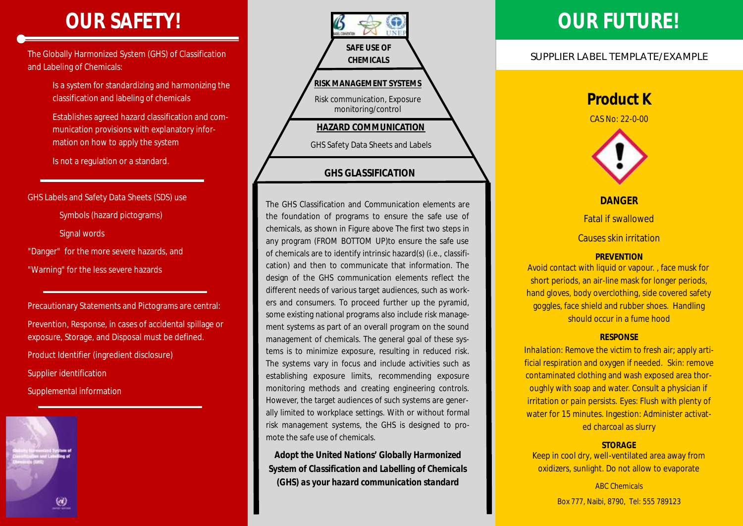# OUR SAFETY!

The Globally Harmonized System (GHS) of Classification and Labeling of Chemicals:

- Is a system for standardizing and harmonizing the classification and labeling of chemicals
- Establishes agreed hazard classification and communication provisions with explanatory information on how to apply the system
- Is not a regulation or a standard.

GHS Labels and Safety Data Sheets (SDS) use

- Symbols (hazard pictograms)
- Signal words

"Danger" for the more severe hazards, and

"Warning" for the less severe hazards

Precautionary Statements and Pictograms are central:

Prevention, Response, in cases of accidental spillage or exposure, Storage, and Disposal must be defined.

Product Identifier (ingredient disclosure)

Supplier identification

Supplemental information

**SAFE USE OF CHEMICALS**

**RISK MANAGEMENT SYSTEMS**

Risk communication, Exposure monitoring/control

**HAZARD COMMUNICATION**

GHS Safety Data Sheets and Labels

**GHS GLASSIFICATION**

The GHS Classification and Communication elements are the foundation of programs to ensure the safe use of chemicals, as shown in Figure above The first two steps in any program (FROM BOTTOM UP)to ensure the safe use of chemicals are to identify intrinsic hazard(s) (i.e., classification) and then to communicate that information. The design of the GHS communication elements reflect the different needs of various target audiences, such as workers and consumers. To proceed further up the pyramid, some existing national programs also include risk management systems as part of an overall program on the sound management of chemicals. The general goal of these systems is to minimize exposure, resulting in reduced risk. The systems vary in focus and include activities such as establishing exposure limits, recommending exposure monitoring methods and creating engineering controls. However, the target audiences of such systems are generally limited to workplace settings. With or without formal risk management systems, the GHS is designed to promote the safe use of chemicals.

***Adopt the United Nations' Globally Harmonized System of Classification and Labelling of Chemicals (GHS) as your hazard communication standard***

# OUR FUTURE!

SUPPLIER LABEL TEMPLATE/EXAMPLE

## Product K

CAS No: 22-0-00

**DANGER**

Fatal if swallowed

Causes skin irritation

**PREVENTION**

Avoid contact with liquid or vapour. , face musk for short periods, an air-line mask for longer periods, hand gloves, body overclothing, side covered safety goggles, face shield and rubber shoes. Handling should occur in a fume hood

**RESPONSE**

Inhalation: Remove the victim to fresh air; apply artificial respiration and oxygen if needed. Skin: remove contaminated clothing and wash exposed area thoroughly with soap and water. Consult a physician if irritation or pain persists. Eyes: Flush with plenty of water for 15 minutes. Ingestion: Administer activated charcoal as slurry

**STORAGE**

Keep in cool dry, well-ventilated area away from oxidizers, sunlight. Do not allow to evaporate

ABC Chemicals

Box 777, Naibi, 8790, Tel: 555 789123